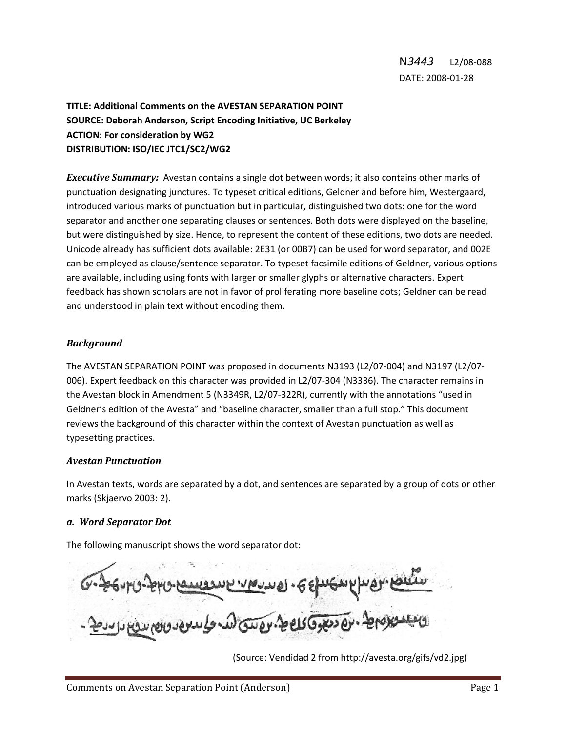N*3443* L2/08-088
DATE: 2008-01-28

**TITLE: Additional Comments on the AVESTAN SEPARATION POINT**
**SOURCE: Deborah Anderson, Script Encoding Initiative, UC Berkeley**
**ACTION: For consideration by WG2**
**DISTRIBUTION: ISO/IEC JTC1/SC2/WG2**

***Executive Summary:*** Avestan contains a single dot between words; it also contains other marks of punctuation designating junctures. To typeset critical editions, Geldner and before him, Westergaard, introduced various marks of punctuation but in particular, distinguished two dots: one for the word separator and another one separating clauses or sentences. Both dots were displayed on the baseline, but were distinguished by size. Hence, to represent the content of these editions, two dots are needed. Unicode already has sufficient dots available: 2E31 (or 00B7) can be used for word separator, and 002E can be employed as clause/sentence separator. To typeset facsimile editions of Geldner, various options are available, including using fonts with larger or smaller glyphs or alternative characters. Expert feedback has shown scholars are not in favor of proliferating more baseline dots; Geldner can be read and understood in plain text without encoding them.

## *Background*

The AVESTAN SEPARATION POINT was proposed in documents N3193 (L2/07-004) and N3197 (L2/07-006). Expert feedback on this character was provided in L2/07-304 (N3336). The character remains in the Avestan block in Amendment 5 (N3349R, L2/07-322R), currently with the annotations "used in Geldner's edition of the Avesta" and "baseline character, smaller than a full stop." This document reviews the background of this character within the context of Avestan punctuation as well as typesetting practices.

## *Avestan Punctuation*

In Avestan texts, words are separated by a dot, and sentences are separated by a group of dots or other marks (Skjaervo 2003: 2).

### *a. Word Separator Dot*

The following manuscript shows the word separator dot:

(Source: Vendidad 2 from http://avesta.org/gifs/vd2.jpg)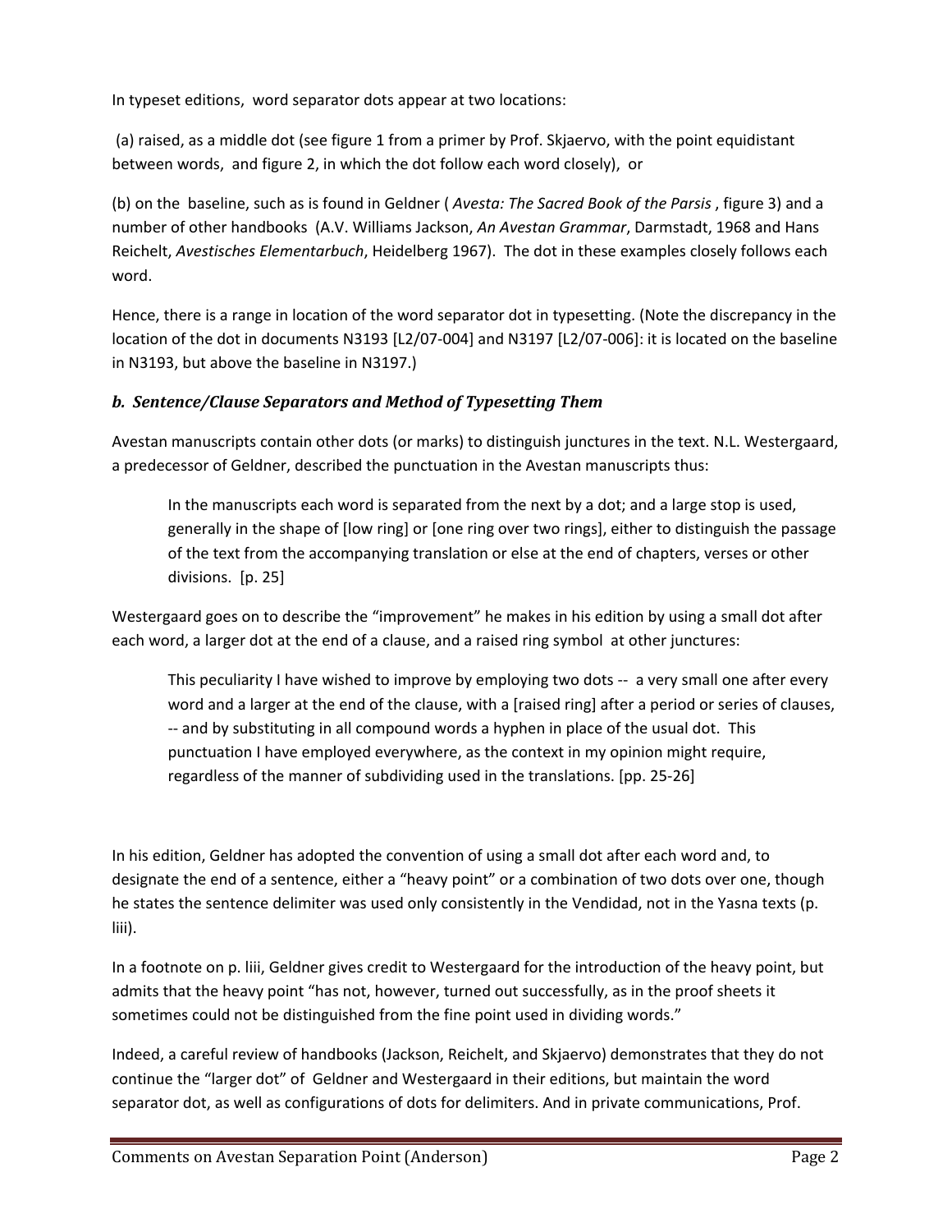In typeset editions, word separator dots appear at two locations:

(a) raised, as a middle dot (see figure 1 from a primer by Prof. Skjaervo, with the point equidistant between words, and figure 2, in which the dot follow each word closely), or

(b) on the baseline, such as is found in Geldner ( *Avesta: The Sacred Book of the Parsis* , figure 3) and a number of other handbooks (A.V. Williams Jackson, *An Avestan Grammar*, Darmstadt, 1968 and Hans Reichelt, *Avestisches Elementarbuch*, Heidelberg 1967). The dot in these examples closely follows each word.

Hence, there is a range in location of the word separator dot in typesetting. (Note the discrepancy in the location of the dot in documents N3193 [L2/07-004] and N3197 [L2/07-006]: it is located on the baseline in N3193, but above the baseline in N3197.)

### *b. Sentence/Clause Separators and Method of Typesetting Them*

Avestan manuscripts contain other dots (or marks) to distinguish junctures in the text. N.L. Westergaard, a predecessor of Geldner, described the punctuation in the Avestan manuscripts thus:

> In the manuscripts each word is separated from the next by a dot; and a large stop is used, generally in the shape of [low ring] or [one ring over two rings], either to distinguish the passage of the text from the accompanying translation or else at the end of chapters, verses or other divisions. [p. 25]

Westergaard goes on to describe the "improvement" he makes in his edition by using a small dot after each word, a larger dot at the end of a clause, and a raised ring symbol at other junctures:

> This peculiarity I have wished to improve by employing two dots -- a very small one after every word and a larger at the end of the clause, with a [raised ring] after a period or series of clauses, -- and by substituting in all compound words a hyphen in place of the usual dot. This punctuation I have employed everywhere, as the context in my opinion might require, regardless of the manner of subdividing used in the translations. [pp. 25-26]

In his edition, Geldner has adopted the convention of using a small dot after each word and, to designate the end of a sentence, either a "heavy point" or a combination of two dots over one, though he states the sentence delimiter was used only consistently in the Vendidad, not in the Yasna texts (p. liii).

In a footnote on p. liii, Geldner gives credit to Westergaard for the introduction of the heavy point, but admits that the heavy point "has not, however, turned out successfully, as in the proof sheets it sometimes could not be distinguished from the fine point used in dividing words."

Indeed, a careful review of handbooks (Jackson, Reichelt, and Skjaervo) demonstrates that they do not continue the "larger dot" of Geldner and Westergaard in their editions, but maintain the word separator dot, as well as configurations of dots for delimiters. And in private communications, Prof.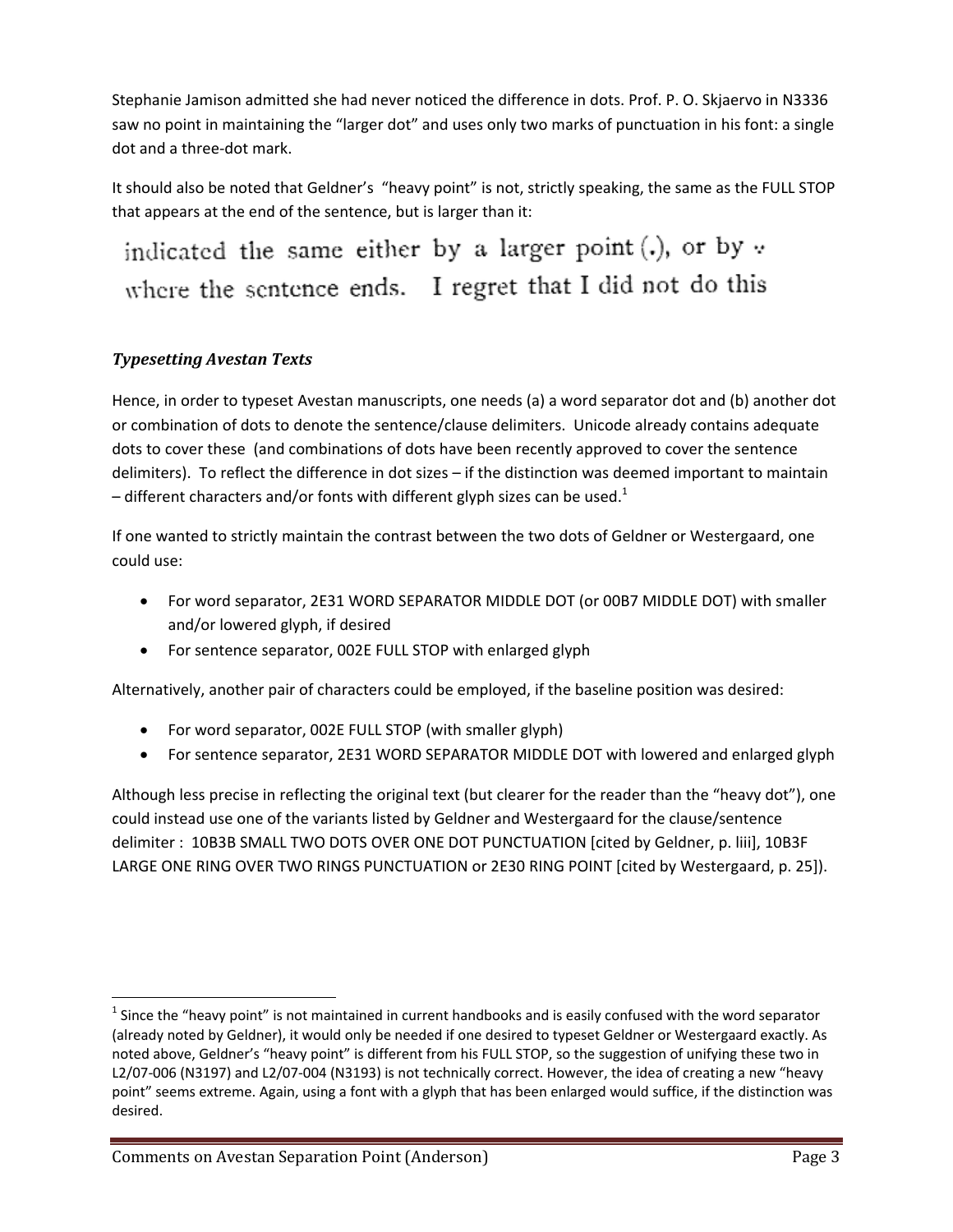Stephanie Jamison admitted she had never noticed the difference in dots. Prof. P. O. Skjaervo in N3336 saw no point in maintaining the "larger dot" and uses only two marks of punctuation in his font: a single dot and a three-dot mark.

It should also be noted that Geldner's "heavy point" is not, strictly speaking, the same as the FULL STOP that appears at the end of the sentence, but is larger than it:

indicated the same either by a larger point (.), or by ∵ where the sentence ends. I regret that I did not do this

### *Typesetting Avestan Texts*

Hence, in order to typeset Avestan manuscripts, one needs (a) a word separator dot and (b) another dot or combination of dots to denote the sentence/clause delimiters. Unicode already contains adequate dots to cover these (and combinations of dots have been recently approved to cover the sentence delimiters). To reflect the difference in dot sizes – if the distinction was deemed important to maintain – different characters and/or fonts with different glyph sizes can be used.[1]

If one wanted to strictly maintain the contrast between the two dots of Geldner or Westergaard, one could use:

- For word separator, 2E31 WORD SEPARATOR MIDDLE DOT (or 00B7 MIDDLE DOT) with smaller and/or lowered glyph, if desired
- For sentence separator, 002E FULL STOP with enlarged glyph

Alternatively, another pair of characters could be employed, if the baseline position was desired:

- For word separator, 002E FULL STOP (with smaller glyph)
- For sentence separator, 2E31 WORD SEPARATOR MIDDLE DOT with lowered and enlarged glyph

Although less precise in reflecting the original text (but clearer for the reader than the "heavy dot"), one could instead use one of the variants listed by Geldner and Westergaard for the clause/sentence delimiter : 10B3B SMALL TWO DOTS OVER ONE DOT PUNCTUATION [cited by Geldner, p. liii], 10B3F LARGE ONE RING OVER TWO RINGS PUNCTUATION or 2E30 RING POINT [cited by Westergaard, p. 25]).

---

[1] Since the "heavy point" is not maintained in current handbooks and is easily confused with the word separator (already noted by Geldner), it would only be needed if one desired to typeset Geldner or Westergaard exactly. As noted above, Geldner's "heavy point" is different from his FULL STOP, so the suggestion of unifying these two in L2/07-006 (N3197) and L2/07-004 (N3193) is not technically correct. However, the idea of creating a new "heavy point" seems extreme. Again, using a font with a glyph that has been enlarged would suffice, if the distinction was desired.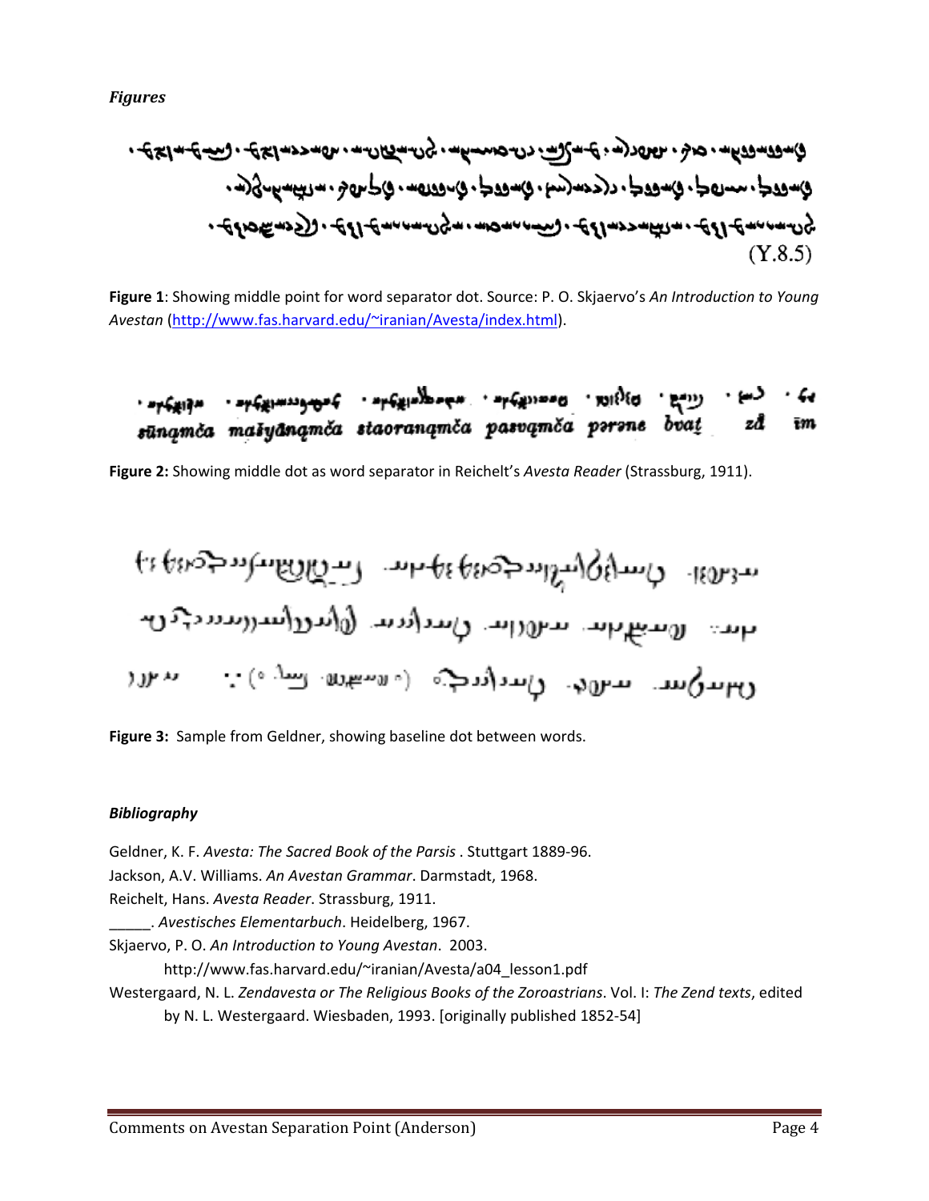*Figures*

**Figure 1**: Showing middle point for word separator dot. Source: P. O. Skjaervo's *An Introduction to Young Avestan* (http://www.fas.harvard.edu/~iranian/Avesta/index.html).

**Figure 2:** Showing middle dot as word separator in Reichelt's *Avesta Reader* (Strassburg, 1911).

**Figure 3:** Sample from Geldner, showing baseline dot between words.

### *Bibliography*

Geldner, K. F. *Avesta: The Sacred Book of the Parsis* . Stuttgart 1889-96.

Jackson, A.V. Williams. *An Avestan Grammar*. Darmstadt, 1968.

Reichelt, Hans. *Avesta Reader*. Strassburg, 1911.

_____. *Avestisches Elementarbuch*. Heidelberg, 1967.

Skjaervo, P. O. *An Introduction to Young Avestan*. 2003.
    http://www.fas.harvard.edu/~iranian/Avesta/a04_lesson1.pdf

Westergaard, N. L. *Zendavesta or The Religious Books of the Zoroastrians*. Vol. I: *The Zend texts*, edited by N. L. Westergaard. Wiesbaden, 1993. [originally published 1852-54]